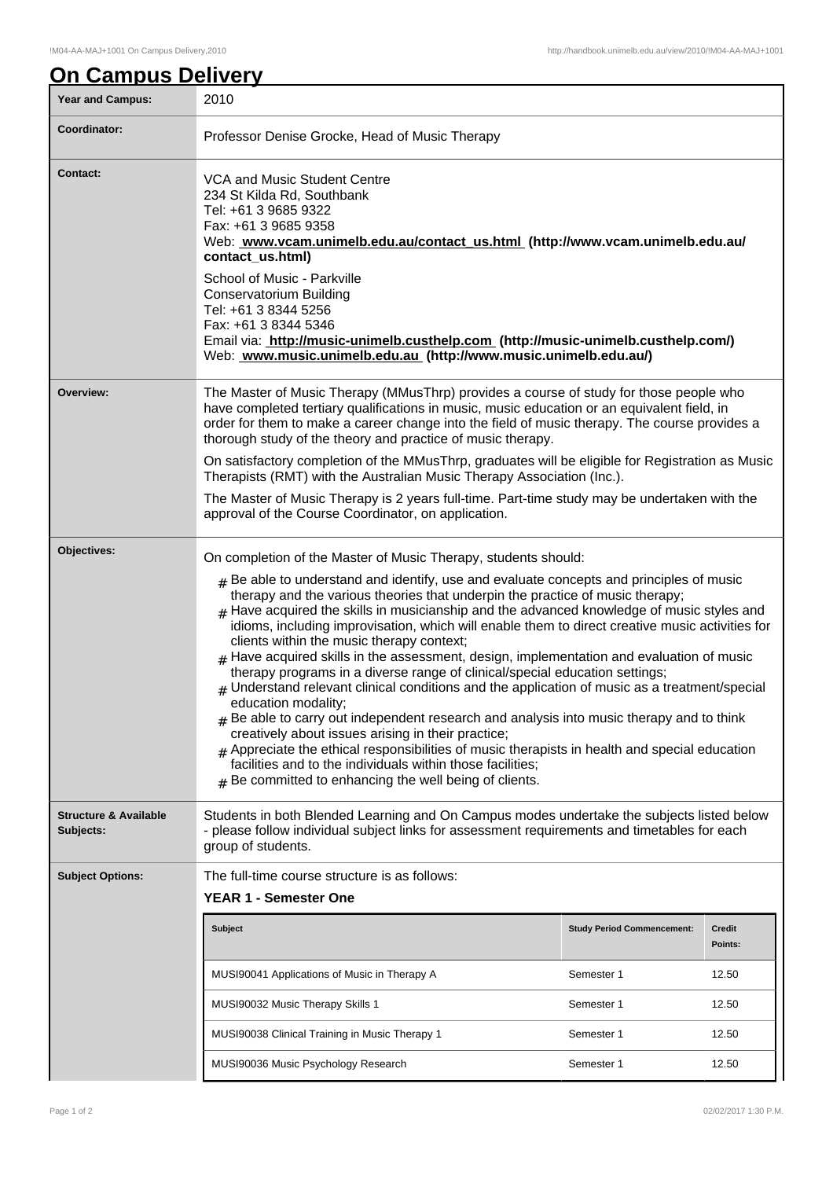# On Campus Delivery

| | |
|---|---|
| **Year and Campus:** | 2010 |
| **Coordinator:** | Professor Denise Grocke, Head of Music Therapy |
| **Contact:** | VCA and Music Student Centre<br>234 St Kilda Rd, Southbank<br>Tel: +61 3 9685 9322<br>Fax: +61 3 9685 9358<br>Web: **www.vcam.unimelb.edu.au/contact_us.html (http://www.vcam.unimelb.edu.au/contact_us.html)**<br><br>School of Music - Parkville<br>Conservatorium Building<br>Tel: +61 3 8344 5256<br>Fax: +61 3 8344 5346<br>Email via: **http://music-unimelb.custhelp.com (http://music-unimelb.custhelp.com/)**<br>Web: **www.music.unimelb.edu.au (http://www.music.unimelb.edu.au/)** |
| **Overview:** | The Master of Music Therapy (MMusThrp) provides a course of study for those people who have completed tertiary qualifications in music, music education or an equivalent field, in order for them to make a career change into the field of music therapy. The course provides a thorough study of the theory and practice of music therapy.<br><br>On satisfactory completion of the MMusThrp, graduates will be eligible for Registration as Music Therapists (RMT) with the Australian Music Therapy Association (Inc.).<br><br>The Master of Music Therapy is 2 years full-time. Part-time study may be undertaken with the approval of the Course Coordinator, on application. |
| **Objectives:** | On completion of the Master of Music Therapy, students should:<br># Be able to understand and identify, use and evaluate concepts and principles of music therapy and the various theories that underpin the practice of music therapy;<br># Have acquired the skills in musicianship and the advanced knowledge of music styles and idioms, including improvisation, which will enable them to direct creative music activities for clients within the music therapy context;<br># Have acquired skills in the assessment, design, implementation and evaluation of music therapy programs in a diverse range of clinical/special education settings;<br># Understand relevant clinical conditions and the application of music as a treatment/special education modality;<br># Be able to carry out independent research and analysis into music therapy and to think creatively about issues arising in their practice;<br># Appreciate the ethical responsibilities of music therapists in health and special education facilities and to the individuals within those facilities;<br># Be committed to enhancing the well being of clients. |
| **Structure & Available Subjects:** | Students in both Blended Learning and On Campus modes undertake the subjects listed below - please follow individual subject links for assessment requirements and timetables for each group of students. |
| **Subject Options:** | The full-time course structure is as follows:<br>**YEAR 1 - Semester One** |

| Subject | Study Period Commencement: | Credit Points: |
|---|---|---|
| MUSI90041 Applications of Music in Therapy A | Semester 1 | 12.50 |
| MUSI90032 Music Therapy Skills 1 | Semester 1 | 12.50 |
| MUSI90038 Clinical Training in Music Therapy 1 | Semester 1 | 12.50 |
| MUSI90036 Music Psychology Research | Semester 1 | 12.50 |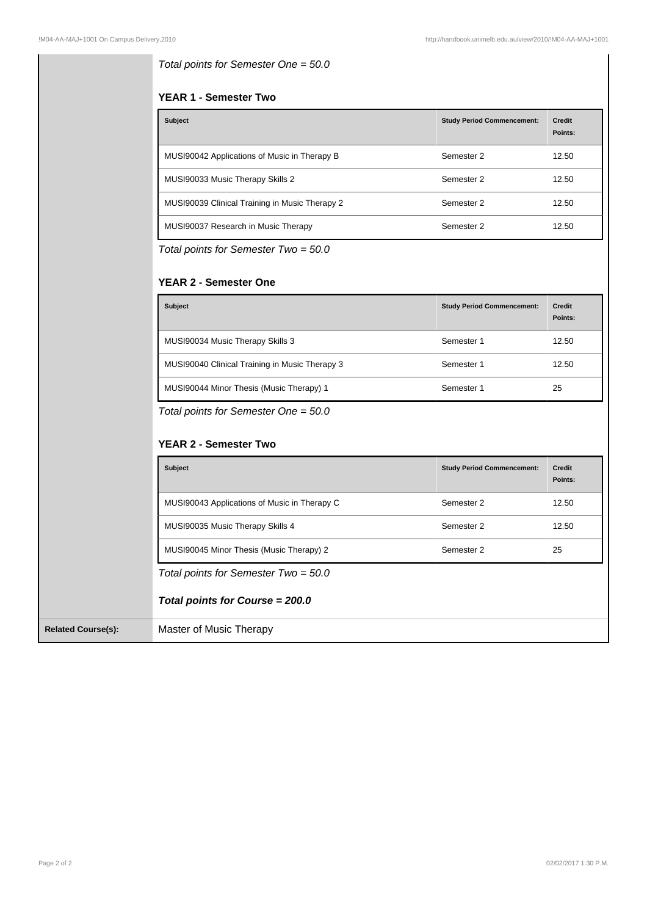*Total points for Semester One = 50.0*

### YEAR 1 - Semester Two

| Subject | Study Period Commencement: | Credit Points: |
| --- | --- | --- |
| MUSI90042 Applications of Music in Therapy B | Semester 2 | 12.50 |
| MUSI90033 Music Therapy Skills 2 | Semester 2 | 12.50 |
| MUSI90039 Clinical Training in Music Therapy 2 | Semester 2 | 12.50 |
| MUSI90037 Research in Music Therapy | Semester 2 | 12.50 |

*Total points for Semester Two = 50.0*

### YEAR 2 - Semester One

| Subject | Study Period Commencement: | Credit Points: |
| --- | --- | --- |
| MUSI90034 Music Therapy Skills 3 | Semester 1 | 12.50 |
| MUSI90040 Clinical Training in Music Therapy 3 | Semester 1 | 12.50 |
| MUSI90044 Minor Thesis (Music Therapy) 1 | Semester 1 | 25 |

*Total points for Semester One = 50.0*

### YEAR 2 - Semester Two

| Subject | Study Period Commencement: | Credit Points: |
| --- | --- | --- |
| MUSI90043 Applications of Music in Therapy C | Semester 2 | 12.50 |
| MUSI90035 Music Therapy Skills 4 | Semester 2 | 12.50 |
| MUSI90045 Minor Thesis (Music Therapy) 2 | Semester 2 | 25 |

*Total points for Semester Two = 50.0*

***Total points for Course = 200.0***

**Related Course(s):** Master of Music Therapy